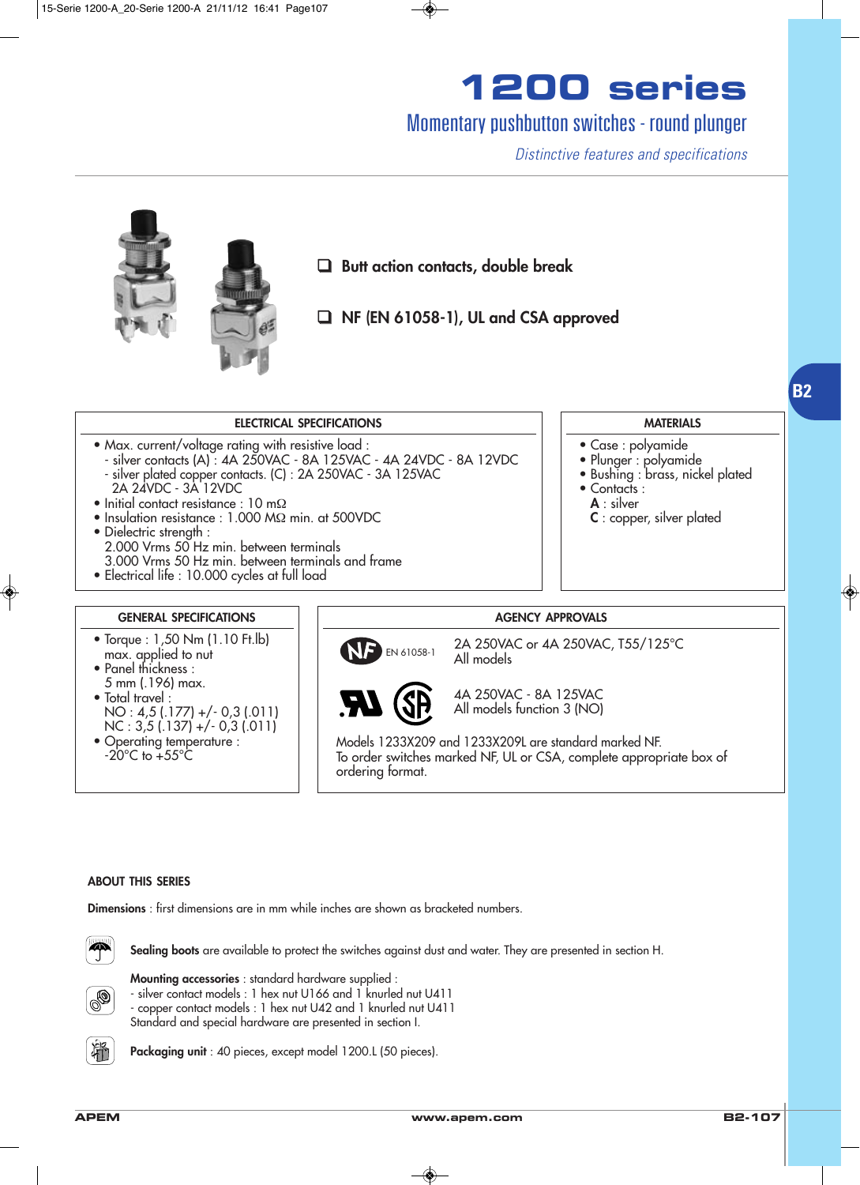# 1200 series

## Momentary pushbutton switches - round plunger

*Distinctive features and specifications*

- ❑ **Butt action contacts, double break**
- ❑ **NF (EN 61058-1), UL and CSA approved**

### ELECTRICAL SPECIFICATIONS

- Max. current/voltage rating with resistive load :
  - silver contacts (A) : 4A 250VAC - 8A 125VAC - 4A 24VDC - 8A 12VDC
  - silver plated copper contacts. (C) : 2A 250VAC - 3A 125VAC 2A 24VDC - 3A 12VDC
- Initial contact resistance : 10 mΩ
- Insulation resistance : 1.000 MΩ min. at 500VDC
- Dielectric strength :
  2.000 Vrms 50 Hz min. between terminals
  3.000 Vrms 50 Hz min. between terminals and frame
- Electrical life : 10.000 cycles at full load

### MATERIALS

- Case : polyamide
- Plunger : polyamide
- Bushing : brass, nickel plated
- Contacts :
  **A** : silver
  **C** : copper, silver plated

### GENERAL SPECIFICATIONS

- Torque : 1,50 Nm (1.10 Ft.lb) max. applied to nut
- Panel thickness : 5 mm (.196) max.
- Total travel :
  NO : 4,5 (.177) +/- 0,3 (.011)
  NC : 3,5 (.137) +/- 0,3 (.011)
- Operating temperature : -20°C to +55°C

### AGENCY APPROVALS

NF EN 61058-1 — 2A 250VAC or 4A 250VAC, T55/125°C
All models

UL / CSA — 4A 250VAC - 8A 125VAC
All models function 3 (NO)

Models 1233X209 and 1233X209L are standard marked NF.
To order switches marked NF, UL or CSA, complete appropriate box of ordering format.

### ABOUT THIS SERIES

**Dimensions** : first dimensions are in mm while inches are shown as bracketed numbers.

**Sealing boots** are available to protect the switches against dust and water. They are presented in section H.

**Mounting accessories** : standard hardware supplied :
- silver contact models : 1 hex nut U166 and 1 knurled nut U411
- copper contact models : 1 hex nut U42 and 1 knurled nut U411

Standard and special hardware are presented in section I.

**Packaging unit** : 40 pieces, except model 1200.L (50 pieces).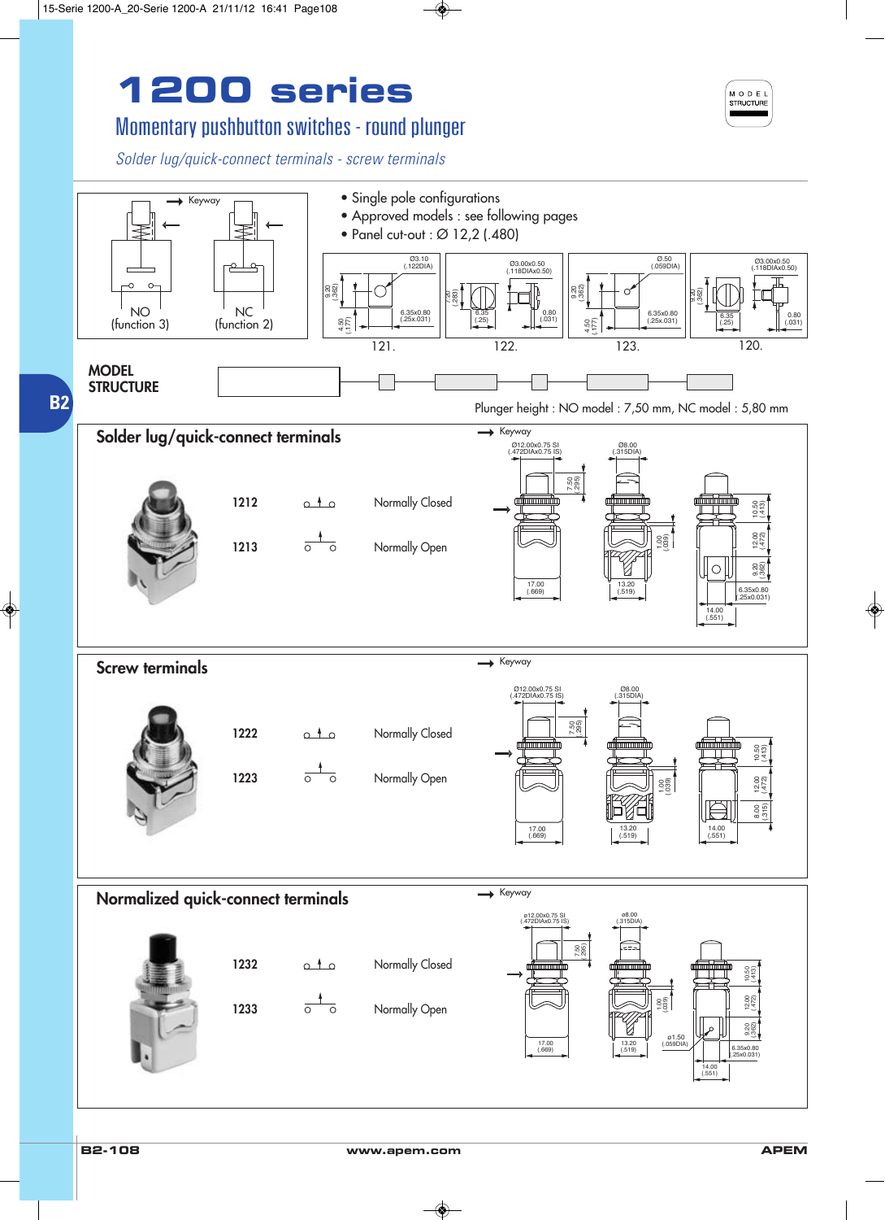# 1200 series

## Momentary pushbutton switches - round plunger

*Solder lug/quick-connect terminals - screw terminals*

NO (function 3) NC (function 2)

- Single pole configurations
- Approved models : see following pages
- Panel cut-out : Ø 12,2 (.480)

121. 122. 123. 120.

**MODEL STRUCTURE**

Plunger height : NO model : 7,50 mm, NC model : 5,80 mm

## Solder lug/quick-connect terminals

| Model | Function |
|---|---|
| 1212 | Normally Closed |
| 1213 | Normally Open |

## Screw terminals

| Model | Function |
|---|---|
| 1222 | Normally Closed |
| 1223 | Normally Open |

## Normalized quick-connect terminals

| Model | Function |
|---|---|
| 1232 | Normally Closed |
| 1233 | Normally Open |

www.apem.com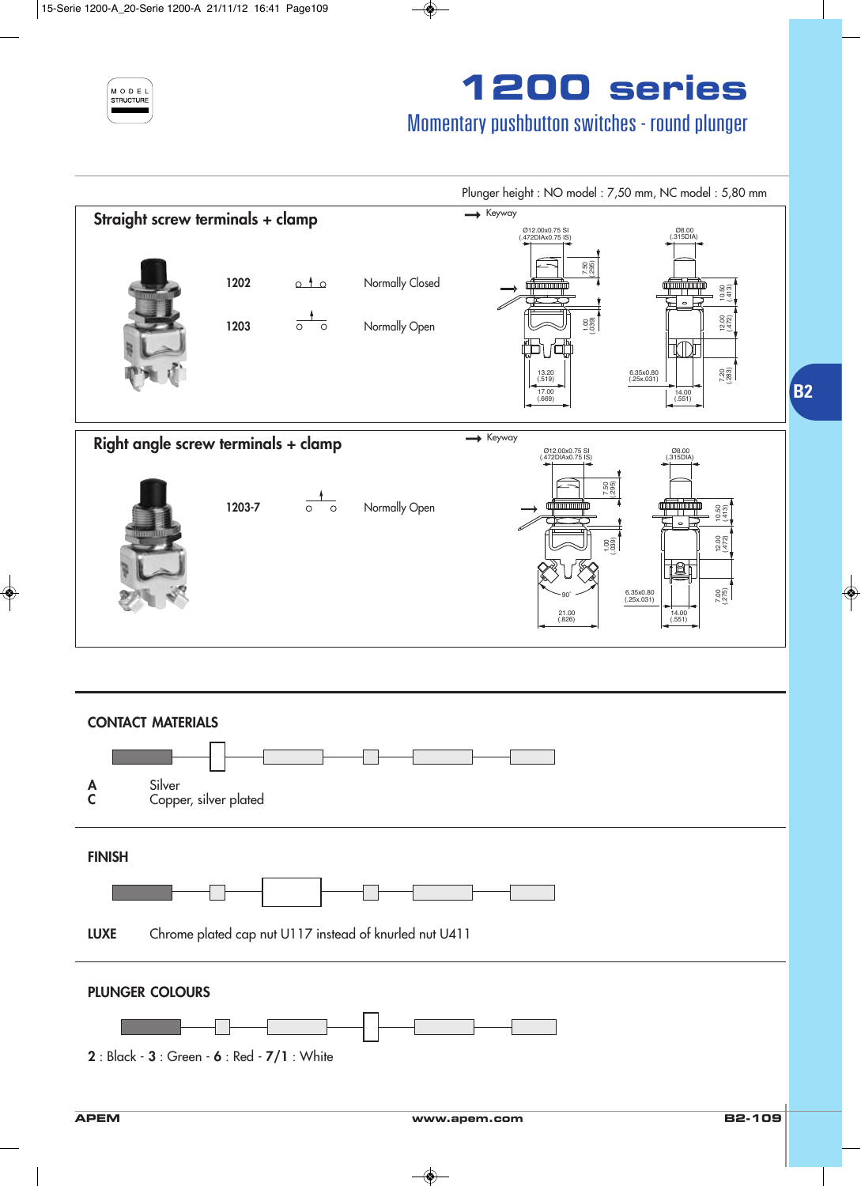# 1200 series

## Momentary pushbutton switches - round plunger

Plunger height : NO model : 7,50 mm, NC model : 5,80 mm

### Straight screw terminals + clamp

| | |
|---|---|
| 1202 | Normally Closed |
| 1203 | Normally Open |

Keyway

Ø12.00x0.75 SI (.472DIAx0.75 IS) — Ø8.00 (.315DIA) — 7.50 (.295) — 1.00 (.039) — 10.50 (.413) — 12.00 (.472) — 7.20 (.283) — 13.20 (.519) — 17.00 (.669) — 6.35x0.80 (.25x.031) — 14.00 (.551)

### Right angle screw terminals + clamp

| | |
|---|---|
| 1203-7 | Normally Open |

Keyway

Ø12.00x0.75 SI (.472DIAx0.75 IS) — Ø8.00 (.315DIA) — 7.50 (.295) — 1.00 (.039) — 10.50 (.413) — 12.00 (.472) — 7.00 (.275) — 90° — 21.00 (.826) — 6.35x0.80 (.25x.031) — 14.00 (.551)

## CONTACT MATERIALS

**A** Silver
**C** Copper, silver plated

## FINISH

**LUXE** Chrome plated cap nut U117 instead of knurled nut U411

## PLUNGER COLOURS

**2** : Black - **3** : Green - **6** : Red - **7/1** : White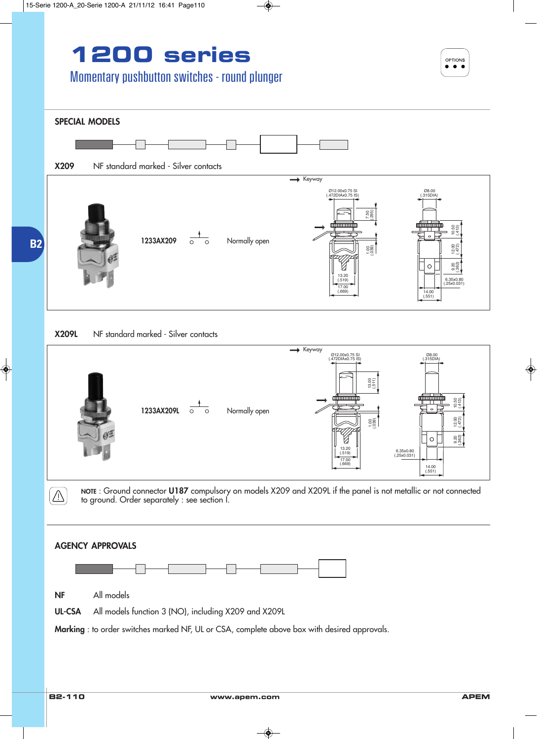# 1200 series

## Momentary pushbutton switches - round plunger

OPTIONS

### SPECIAL MODELS

**X209** NF standard marked - Silver contacts

1233AX209 Normally open

→ Keyway

Ø12.00x0.75 SI (.472DIAx0.75 IS)

Ø8.00 (.315DIA)

7.50 (.295)

10.50 (.413)

1.00 (.039)

12.00 (.472)

9.20 (.362)

13.20 (.519)

6.35x0.80 (.25x0.031)

17.00 (.669)

14.00 (.551)

**X209L** NF standard marked - Silver contacts

1233AX209L Normally open

→ Keyway

Ø12.00x0.75 SI (.472DIAx0.75 IS)

Ø8.00 (.315DIA)

13.00 (.511)

10.50 (.413)

1.00 (.039)

12.00 (.472)

9.20 (.362)

13.20 (.519)

6.35x0.80 (.25x0.031)

17.00 (.669)

14.00 (.551)

**NOTE** : Ground connector **U187** compulsory on models X209 and X209L if the panel is not metallic or not connected to ground. Order separately : see section I.

### AGENCY APPROVALS

**NF** All models

**UL-CSA** All models function 3 (NO), including X209 and X209L

**Marking** : to order switches marked NF, UL or CSA, complete above box with desired approvals.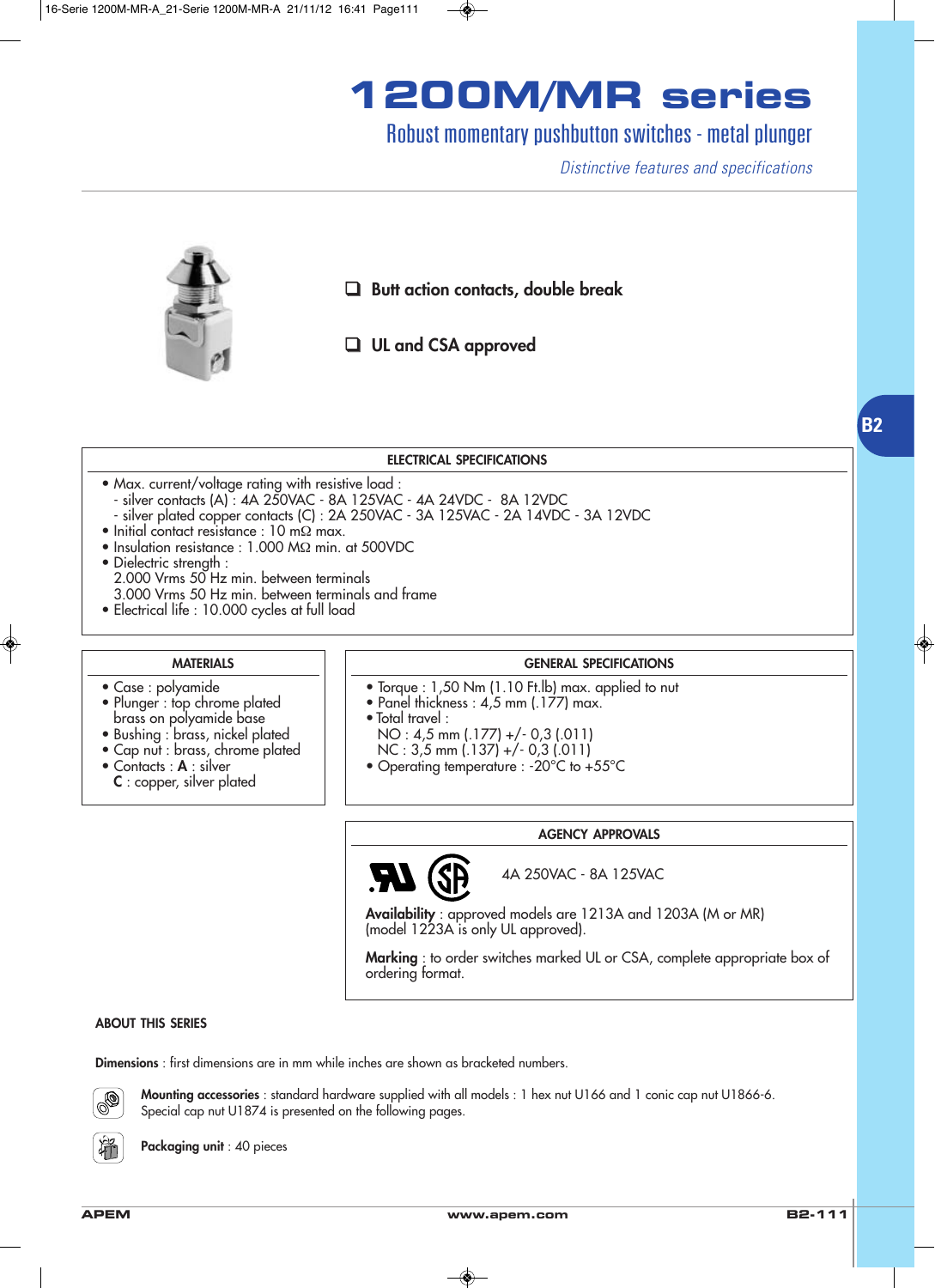# 1200M/MR series

## Robust momentary pushbutton switches - metal plunger

*Distinctive features and specifications*

- ❑ **Butt action contacts, double break**
- ❑ **UL and CSA approved**

### ELECTRICAL SPECIFICATIONS

- Max. current/voltage rating with resistive load :
  - silver contacts (A) : 4A 250VAC - 8A 125VAC - 4A 24VDC - 8A 12VDC
  - silver plated copper contacts (C) : 2A 250VAC - 3A 125VAC - 2A 14VDC - 3A 12VDC
- Initial contact resistance : 10 mΩ max.
- Insulation resistance : 1.000 MΩ min. at 500VDC
- Dielectric strength :
  2.000 Vrms 50 Hz min. between terminals
  3.000 Vrms 50 Hz min. between terminals and frame
- Electrical life : 10.000 cycles at full load

### MATERIALS

- Case : polyamide
- Plunger : top chrome plated brass on polyamide base
- Bushing : brass, nickel plated
- Cap nut : brass, chrome plated
- Contacts : **A** : silver
  **C** : copper, silver plated

### GENERAL SPECIFICATIONS

- Torque : 1,50 Nm (1.10 Ft.lb) max. applied to nut
- Panel thickness : 4,5 mm (.177) max.
- Total travel :
  NO : 4,5 mm (.177) +/- 0,3 (.011)
  NC : 3,5 mm (.137) +/- 0,3 (.011)
- Operating temperature : -20°C to +55°C

### AGENCY APPROVALS

4A 250VAC - 8A 125VAC

**Availability** : approved models are 1213A and 1203A (M or MR) (model 1223A is only UL approved).

**Marking** : to order switches marked UL or CSA, complete appropriate box of ordering format.

### ABOUT THIS SERIES

**Dimensions** : first dimensions are in mm while inches are shown as bracketed numbers.

**Mounting accessories** : standard hardware supplied with all models : 1 hex nut U166 and 1 conic cap nut U1866-6. Special cap nut U1874 is presented on the following pages.

**Packaging unit** : 40 pieces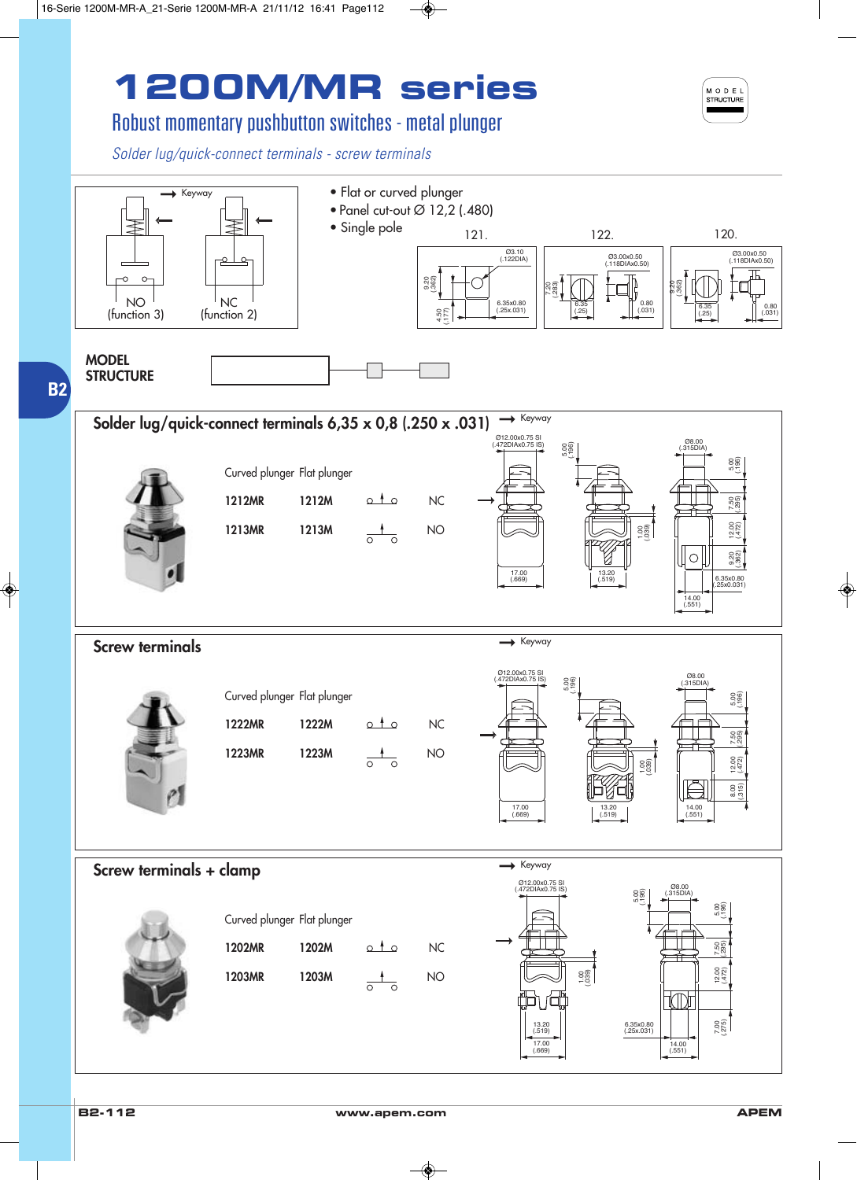# 1200M/MR series

## Robust momentary pushbutton switches - metal plunger

*Solder lug/quick-connect terminals - screw terminals*

- Flat or curved plunger
- Panel cut-out Ø 12,2 (.480)
- Single pole

NO (function 3) — NC (function 2)

121. Ø3.10 (.122DIA) — 9.20 (.362) — 4.50 (.177) — 6.35x0.80 (.25x.031)

122. Ø3.00x0.50 (.118DIAx0.50) — 7.20 (.283) — 6.35 (.25) — 0.80 (.031)

120. Ø3.00x0.50 (.118DIAx0.50) — 9.20 (.362) — 6.35 (.25) — 0.80 (.031)

**MODEL STRUCTURE**

### Solder lug/quick-connect terminals 6,35 x 0,8 (.250 x .031)

| Curved plunger | Flat plunger | |
|---|---|---|
| 1212MR | 1212M | NC |
| 1213MR | 1213M | NO |

Keyway — Ø12.00x0.75 SI (.472DIAx0.75 IS) — 5.00 (.196) — Ø8.00 (.315DIA) — 7.50 (.295) — 12.00 (.472) — 9.20 (.362) — 1.00 (.039) — 6.35x0.80 (.25x0.031) — 17.00 (.669) — 13.20 (.519) — 14.00 (.551)

### Screw terminals

| Curved plunger | Flat plunger | |
|---|---|---|
| 1222MR | 1222M | NC |
| 1223MR | 1223M | NO |

Keyway — Ø12.00x0.75 SI (.472DIAx0.75 IS) — 5.00 (.196) — Ø8.00 (.315DIA) — 7.50 (.295) — 12.00 (.472) — 8.00 (.315) — 1.00 (.039) — 17.00 (.669) — 13.20 (.519) — 14.00 (.551)

### Screw terminals + clamp

| Curved plunger | Flat plunger | |
|---|---|---|
| 1202MR | 1202M | NC |
| 1203MR | 1203M | NO |

Keyway — Ø12.00x0.75 SI (.472DIAx0.75 IS) — 5.00 (.196) — Ø8.00 (.315DIA) — 7.50 (.295) — 12.00 (.472) — 7.00 (.275) — 1.00 (.039) — 6.35x0.80 (.25x.031) — 13.20 (.519) — 17.00 (.669) — 14.00 (.551)

www.apem.com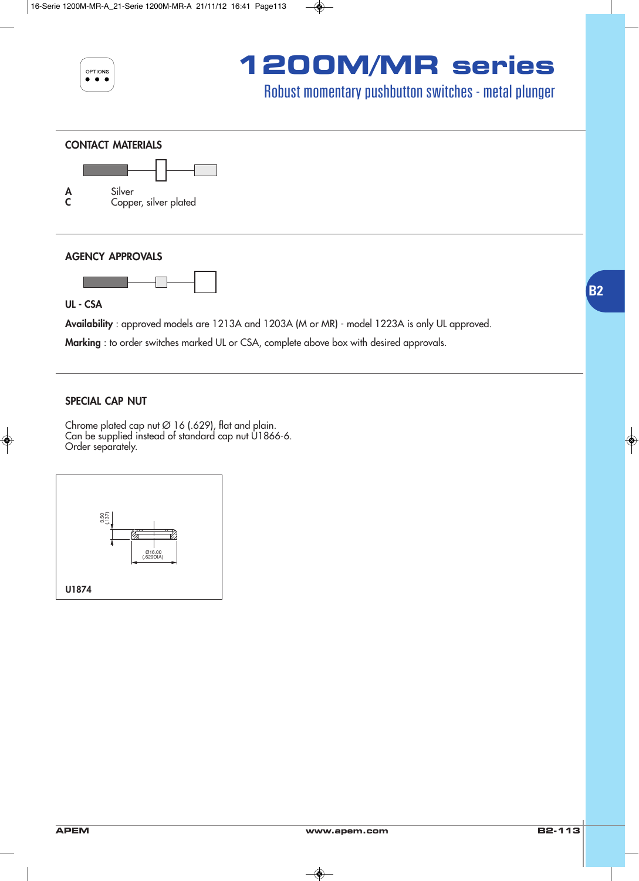# 1200M/MR series

## Robust momentary pushbutton switches - metal plunger

OPTIONS

### CONTACT MATERIALS

**A** Silver
**C** Copper, silver plated

### AGENCY APPROVALS

**UL - CSA**

**Availability** : approved models are 1213A and 1203A (M or MR) - model 1223A is only UL approved.

**Marking** : to order switches marked UL or CSA, complete above box with desired approvals.

### SPECIAL CAP NUT

Chrome plated cap nut Ø 16 (.629), flat and plain.
Can be supplied instead of standard cap nut U1866-6.
Order separately.

3.50
(.137)

Ø16.00
(.629DIA)

**U1874**